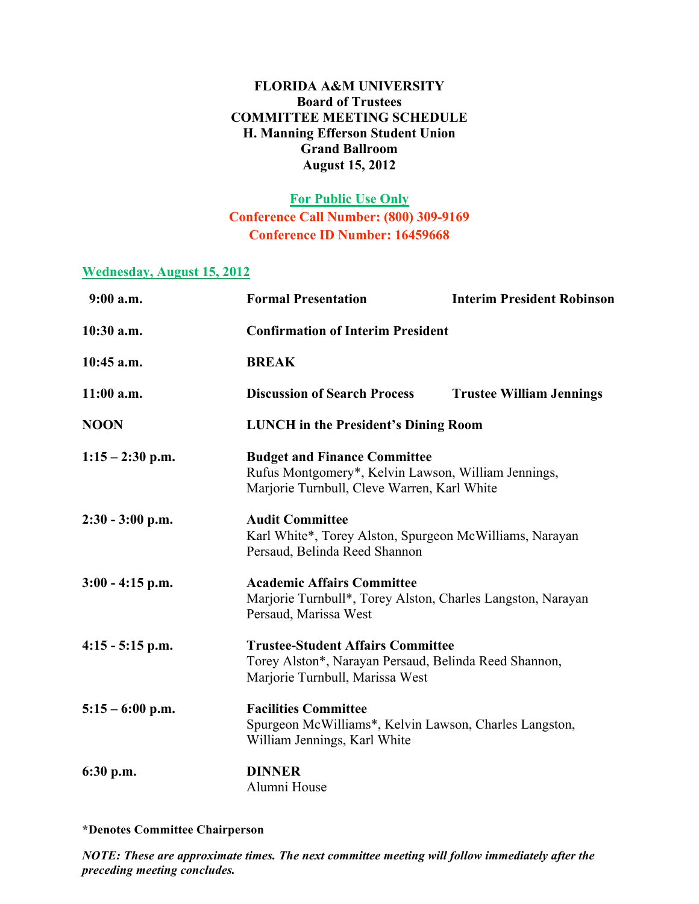# FLORIDA A&M UNIVERSITY
## Board of Trustees
## COMMITTEE MEETING SCHEDULE
### H. Manning Efferson Student Union
### Grand Ballroom
### August 15, 2012

**For Public Use Only**

**Conference Call Number: (800) 309-9169**

**Conference ID Number: 16459668**

**Wednesday, August 15, 2012**

| Time | Event | |
|---|---|---|
| **9:00 a.m.** | **Formal Presentation** | **Interim President Robinson** |
| **10:30 a.m.** | **Confirmation of Interim President** | |
| **10:45 a.m.** | **BREAK** | |
| **11:00 a.m.** | **Discussion of Search Process** | **Trustee William Jennings** |
| **NOON** | **LUNCH in the President's Dining Room** | |
| **1:15 – 2:30 p.m.** | **Budget and Finance Committee**<br>Rufus Montgomery*, Kelvin Lawson, William Jennings, Marjorie Turnbull, Cleve Warren, Karl White | |
| **2:30 - 3:00 p.m.** | **Audit Committee**<br>Karl White*, Torey Alston, Spurgeon McWilliams, Narayan Persaud, Belinda Reed Shannon | |
| **3:00 - 4:15 p.m.** | **Academic Affairs Committee**<br>Marjorie Turnbull*, Torey Alston, Charles Langston, Narayan Persaud, Marissa West | |
| **4:15 - 5:15 p.m.** | **Trustee-Student Affairs Committee**<br>Torey Alston*, Narayan Persaud, Belinda Reed Shannon, Marjorie Turnbull, Marissa West | |
| **5:15 – 6:00 p.m.** | **Facilities Committee**<br>Spurgeon McWilliams*, Kelvin Lawson, Charles Langston, William Jennings, Karl White | |
| **6:30 p.m.** | **DINNER**<br>Alumni House | |

**\*Denotes Committee Chairperson**

***NOTE: These are approximate times. The next committee meeting will follow immediately after the preceding meeting concludes.***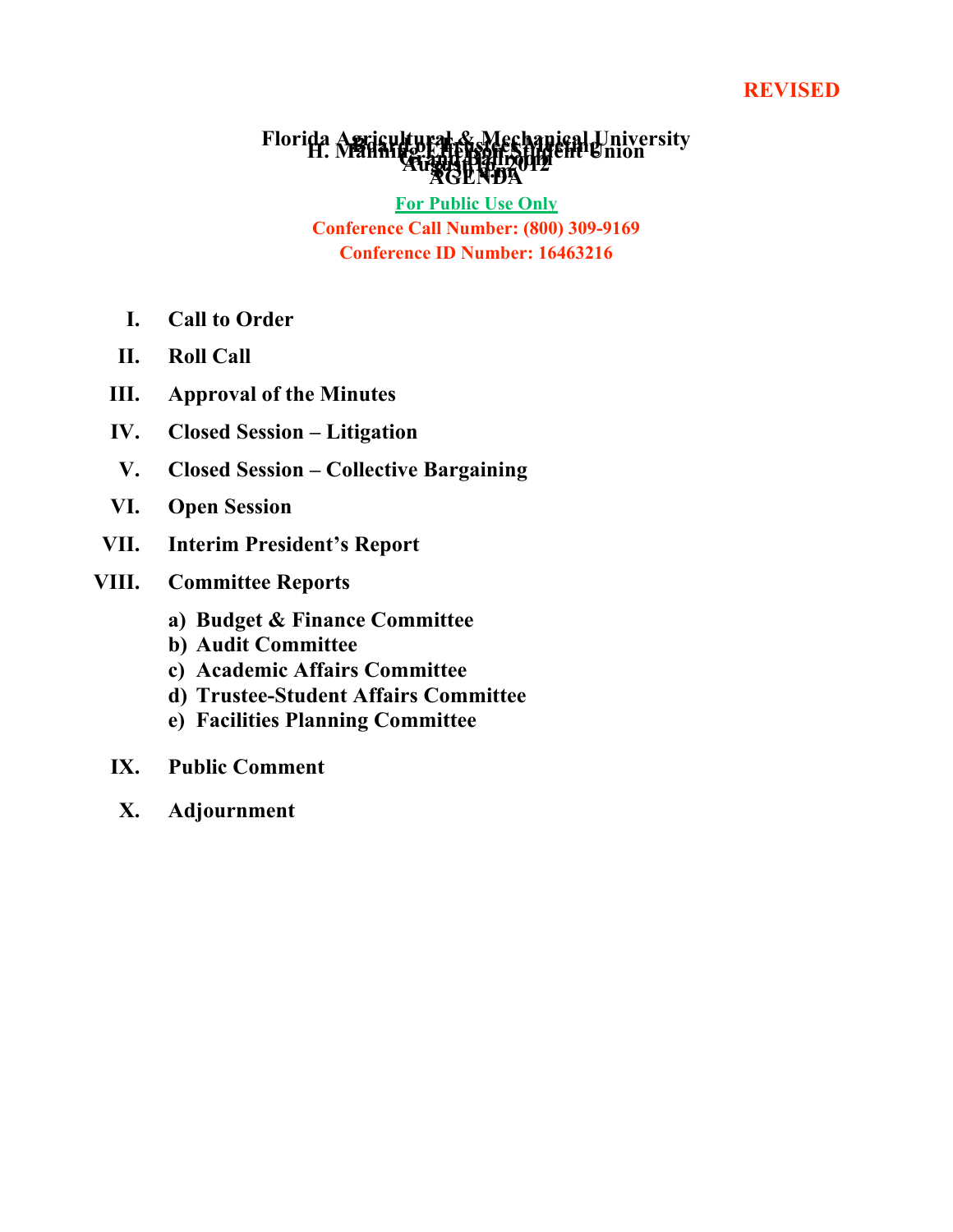**REVISED**

**Florida Agricultural & Mechanical University**
**Board of Trustees Meeting**
**H. Manning Efferson Student Union**
**Grand Ballroom**
**August 2012**
**AGENDA**

**For Public Use Only**
**Conference Call Number: (800) 309-9169**
**Conference ID Number: 16463216**

I. **Call to Order**

II. **Roll Call**

III. **Approval of the Minutes**

IV. **Closed Session – Litigation**

V. **Closed Session – Collective Bargaining**

VI. **Open Session**

VII. **Interim President's Report**

VIII. **Committee Reports**

   a) **Budget & Finance Committee**
   b) **Audit Committee**
   c) **Academic Affairs Committee**
   d) **Trustee-Student Affairs Committee**
   e) **Facilities Planning Committee**

IX. **Public Comment**

X. **Adjournment**